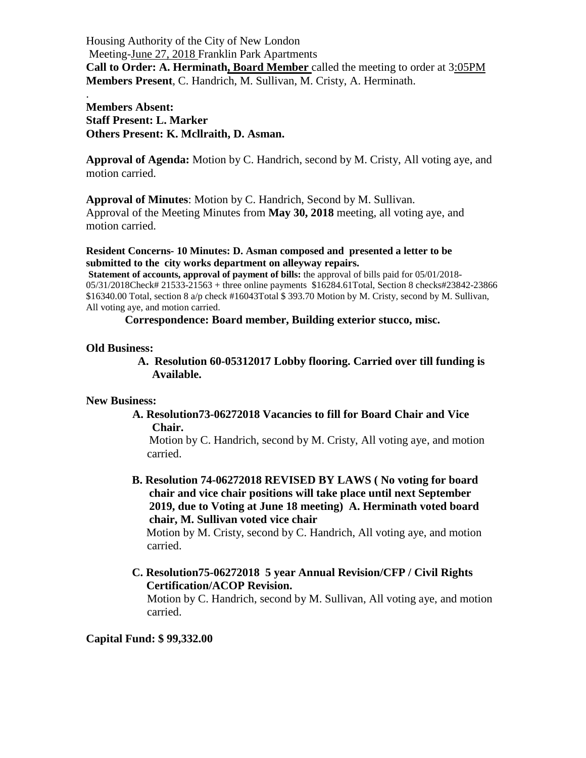Housing Authority of the City of New London

Meeting-June 27, 2018 Franklin Park Apartments

**Call to Order: A. Herminath, Board Member** called the meeting to order at 3:05PM

**Members Present**, C. Handrich, M. Sullivan, M. Cristy, A. Herminath.

.

**Members Absent:**

**Staff Present: L. Marker**

**Others Present: K. Mcllraith, D. Asman.**

**Approval of Agenda:** Motion by C. Handrich, second by M. Cristy, All voting aye, and motion carried.

**Approval of Minutes**: Motion by C. Handrich, Second by M. Sullivan. Approval of the Meeting Minutes from **May 30, 2018** meeting, all voting aye, and motion carried.

**Resident Concerns- 10 Minutes: D. Asman composed and presented a letter to be submitted to the city works department on alleyway repairs.**

**Statement of accounts, approval of payment of bills:** the approval of bills paid for 05/01/2018-05/31/2018Check# 21533-21563 + three online payments $16284.61Total, Section 8 checks#23842-23866 $16340.00 Total, section 8 a/p check #16043Total $ 393.70 Motion by M. Cristy, second by M. Sullivan, All voting aye, and motion carried.

**Correspondence: Board member, Building exterior stucco, misc.**

**Old Business:**

**A. Resolution 60-05312017 Lobby flooring. Carried over till funding is Available.**

**New Business:**

**A. Resolution73-06272018 Vacancies to fill for Board Chair and Vice Chair.**

Motion by C. Handrich, second by M. Cristy, All voting aye, and motion carried.

**B. Resolution 74-06272018 REVISED BY LAWS ( No voting for board chair and vice chair positions will take place until next September 2019, due to Voting at June 18 meeting) A. Herminath voted board chair, M. Sullivan voted vice chair**

Motion by M. Cristy, second by C. Handrich, All voting aye, and motion carried.

**C. Resolution75-06272018 5 year Annual Revision/CFP / Civil Rights Certification/ACOP Revision.**

Motion by C. Handrich, second by M. Sullivan, All voting aye, and motion carried.

**Capital Fund: $ 99,332.00**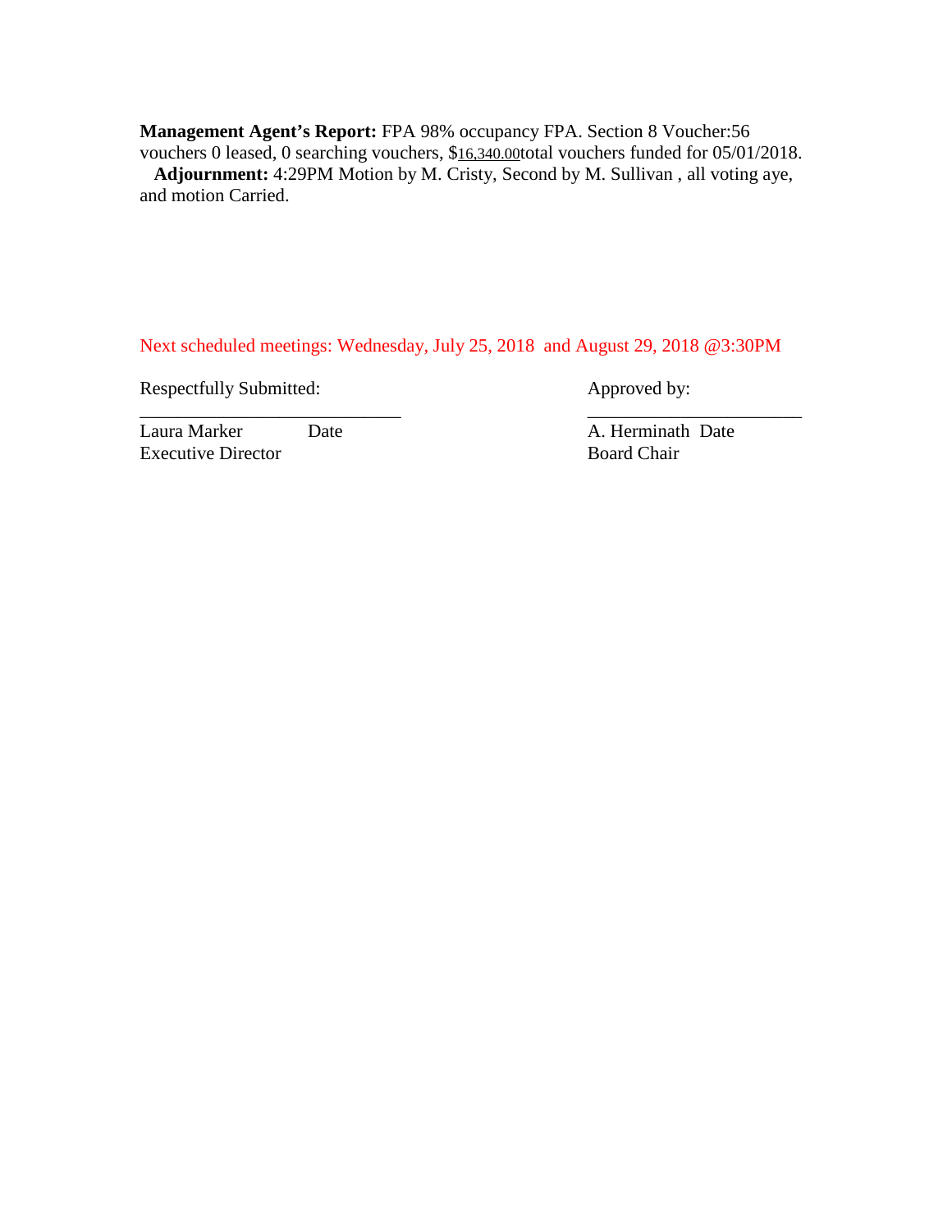**Management Agent's Report:** FPA 98% occupancy FPA. Section 8 Voucher:56 vouchers 0 leased, 0 searching vouchers, $16,340.00total vouchers funded for 05/01/2018.

**Adjournment:** 4:29PM Motion by M. Cristy, Second by M. Sullivan , all voting aye, and motion Carried.

Next scheduled meetings: Wednesday, July 25, 2018 and August 29, 2018 @3:30PM

| | |
|---|---|
| Respectfully Submitted: | Approved by: |
| _____________________________ | ________________________ |
| Laura Marker Date | A. Herminath Date |
| Executive Director | Board Chair |